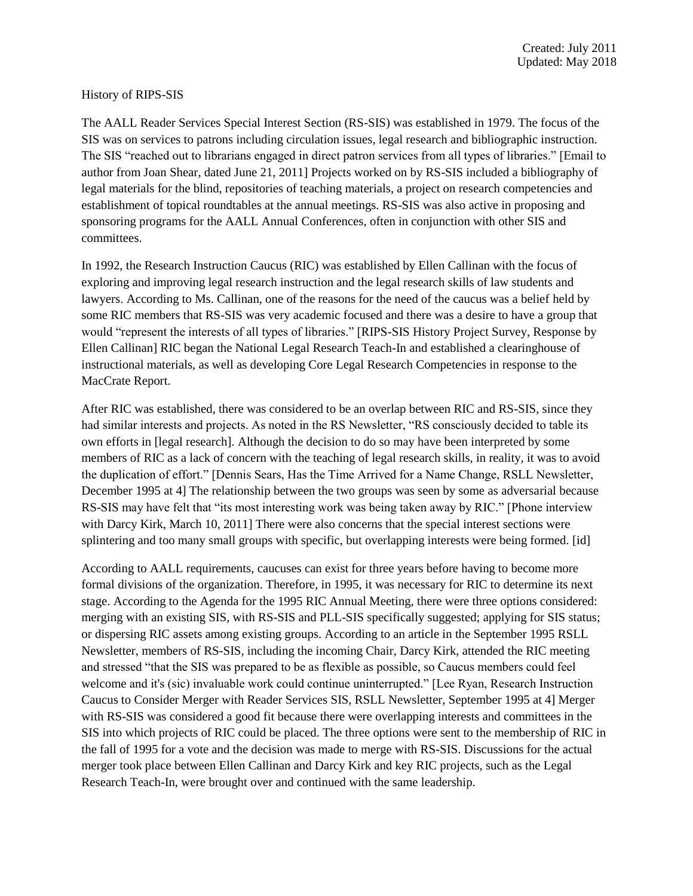Created: July 2011
Updated: May 2018

History of RIPS-SIS

The AALL Reader Services Special Interest Section (RS-SIS) was established in 1979. The focus of the SIS was on services to patrons including circulation issues, legal research and bibliographic instruction. The SIS "reached out to librarians engaged in direct patron services from all types of libraries." [Email to author from Joan Shear, dated June 21, 2011] Projects worked on by RS-SIS included a bibliography of legal materials for the blind, repositories of teaching materials, a project on research competencies and establishment of topical roundtables at the annual meetings. RS-SIS was also active in proposing and sponsoring programs for the AALL Annual Conferences, often in conjunction with other SIS and committees.

In 1992, the Research Instruction Caucus (RIC) was established by Ellen Callinan with the focus of exploring and improving legal research instruction and the legal research skills of law students and lawyers. According to Ms. Callinan, one of the reasons for the need of the caucus was a belief held by some RIC members that RS-SIS was very academic focused and there was a desire to have a group that would "represent the interests of all types of libraries." [RIPS-SIS History Project Survey, Response by Ellen Callinan] RIC began the National Legal Research Teach-In and established a clearinghouse of instructional materials, as well as developing Core Legal Research Competencies in response to the MacCrate Report.

After RIC was established, there was considered to be an overlap between RIC and RS-SIS, since they had similar interests and projects. As noted in the RS Newsletter, "RS consciously decided to table its own efforts in [legal research]. Although the decision to do so may have been interpreted by some members of RIC as a lack of concern with the teaching of legal research skills, in reality, it was to avoid the duplication of effort." [Dennis Sears, Has the Time Arrived for a Name Change, RSLL Newsletter, December 1995 at 4] The relationship between the two groups was seen by some as adversarial because RS-SIS may have felt that "its most interesting work was being taken away by RIC." [Phone interview with Darcy Kirk, March 10, 2011] There were also concerns that the special interest sections were splintering and too many small groups with specific, but overlapping interests were being formed. [id]

According to AALL requirements, caucuses can exist for three years before having to become more formal divisions of the organization. Therefore, in 1995, it was necessary for RIC to determine its next stage. According to the Agenda for the 1995 RIC Annual Meeting, there were three options considered: merging with an existing SIS, with RS-SIS and PLL-SIS specifically suggested; applying for SIS status; or dispersing RIC assets among existing groups. According to an article in the September 1995 RSLL Newsletter, members of RS-SIS, including the incoming Chair, Darcy Kirk, attended the RIC meeting and stressed "that the SIS was prepared to be as flexible as possible, so Caucus members could feel welcome and it's (sic) invaluable work could continue uninterrupted." [Lee Ryan, Research Instruction Caucus to Consider Merger with Reader Services SIS, RSLL Newsletter, September 1995 at 4] Merger with RS-SIS was considered a good fit because there were overlapping interests and committees in the SIS into which projects of RIC could be placed. The three options were sent to the membership of RIC in the fall of 1995 for a vote and the decision was made to merge with RS-SIS. Discussions for the actual merger took place between Ellen Callinan and Darcy Kirk and key RIC projects, such as the Legal Research Teach-In, were brought over and continued with the same leadership.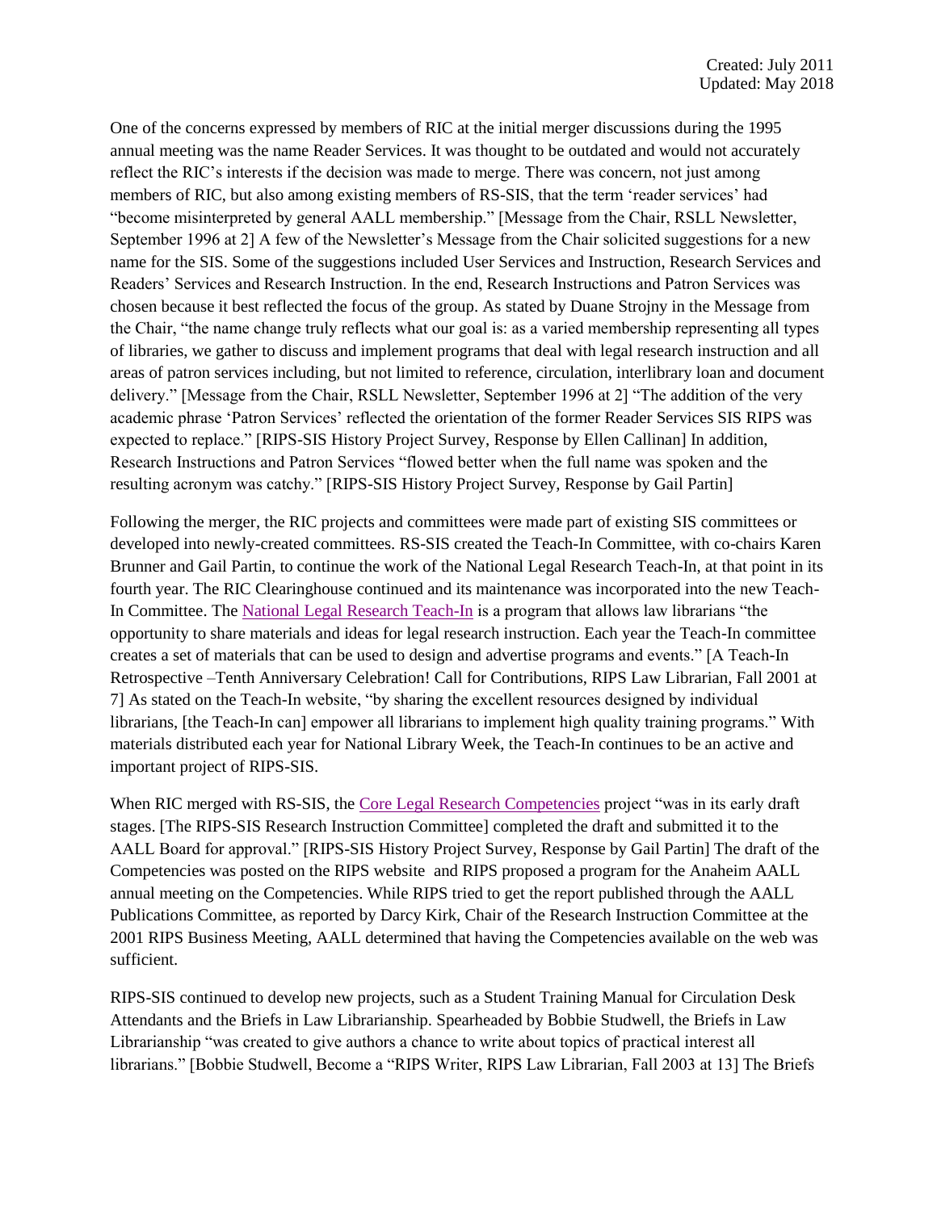Created: July 2011
Updated: May 2018

One of the concerns expressed by members of RIC at the initial merger discussions during the 1995 annual meeting was the name Reader Services. It was thought to be outdated and would not accurately reflect the RIC's interests if the decision was made to merge. There was concern, not just among members of RIC, but also among existing members of RS-SIS, that the term 'reader services' had "become misinterpreted by general AALL membership." [Message from the Chair, RSLL Newsletter, September 1996 at 2] A few of the Newsletter's Message from the Chair solicited suggestions for a new name for the SIS. Some of the suggestions included User Services and Instruction, Research Services and Readers' Services and Research Instruction. In the end, Research Instructions and Patron Services was chosen because it best reflected the focus of the group. As stated by Duane Strojny in the Message from the Chair, "the name change truly reflects what our goal is: as a varied membership representing all types of libraries, we gather to discuss and implement programs that deal with legal research instruction and all areas of patron services including, but not limited to reference, circulation, interlibrary loan and document delivery." [Message from the Chair, RSLL Newsletter, September 1996 at 2] "The addition of the very academic phrase 'Patron Services' reflected the orientation of the former Reader Services SIS RIPS was expected to replace." [RIPS-SIS History Project Survey, Response by Ellen Callinan] In addition, Research Instructions and Patron Services "flowed better when the full name was spoken and the resulting acronym was catchy." [RIPS-SIS History Project Survey, Response by Gail Partin]

Following the merger, the RIC projects and committees were made part of existing SIS committees or developed into newly-created committees. RS-SIS created the Teach-In Committee, with co-chairs Karen Brunner and Gail Partin, to continue the work of the National Legal Research Teach-In, at that point in its fourth year. The RIC Clearinghouse continued and its maintenance was incorporated into the new Teach-In Committee. The National Legal Research Teach-In is a program that allows law librarians "the opportunity to share materials and ideas for legal research instruction. Each year the Teach-In committee creates a set of materials that can be used to design and advertise programs and events." [A Teach-In Retrospective –Tenth Anniversary Celebration! Call for Contributions, RIPS Law Librarian, Fall 2001 at 7] As stated on the Teach-In website, "by sharing the excellent resources designed by individual librarians, [the Teach-In can] empower all librarians to implement high quality training programs." With materials distributed each year for National Library Week, the Teach-In continues to be an active and important project of RIPS-SIS.

When RIC merged with RS-SIS, the Core Legal Research Competencies project "was in its early draft stages. [The RIPS-SIS Research Instruction Committee] completed the draft and submitted it to the AALL Board for approval." [RIPS-SIS History Project Survey, Response by Gail Partin] The draft of the Competencies was posted on the RIPS website and RIPS proposed a program for the Anaheim AALL annual meeting on the Competencies. While RIPS tried to get the report published through the AALL Publications Committee, as reported by Darcy Kirk, Chair of the Research Instruction Committee at the 2001 RIPS Business Meeting, AALL determined that having the Competencies available on the web was sufficient.

RIPS-SIS continued to develop new projects, such as a Student Training Manual for Circulation Desk Attendants and the Briefs in Law Librarianship. Spearheaded by Bobbie Studwell, the Briefs in Law Librarianship "was created to give authors a chance to write about topics of practical interest all librarians." [Bobbie Studwell, Become a "RIPS Writer, RIPS Law Librarian, Fall 2003 at 13] The Briefs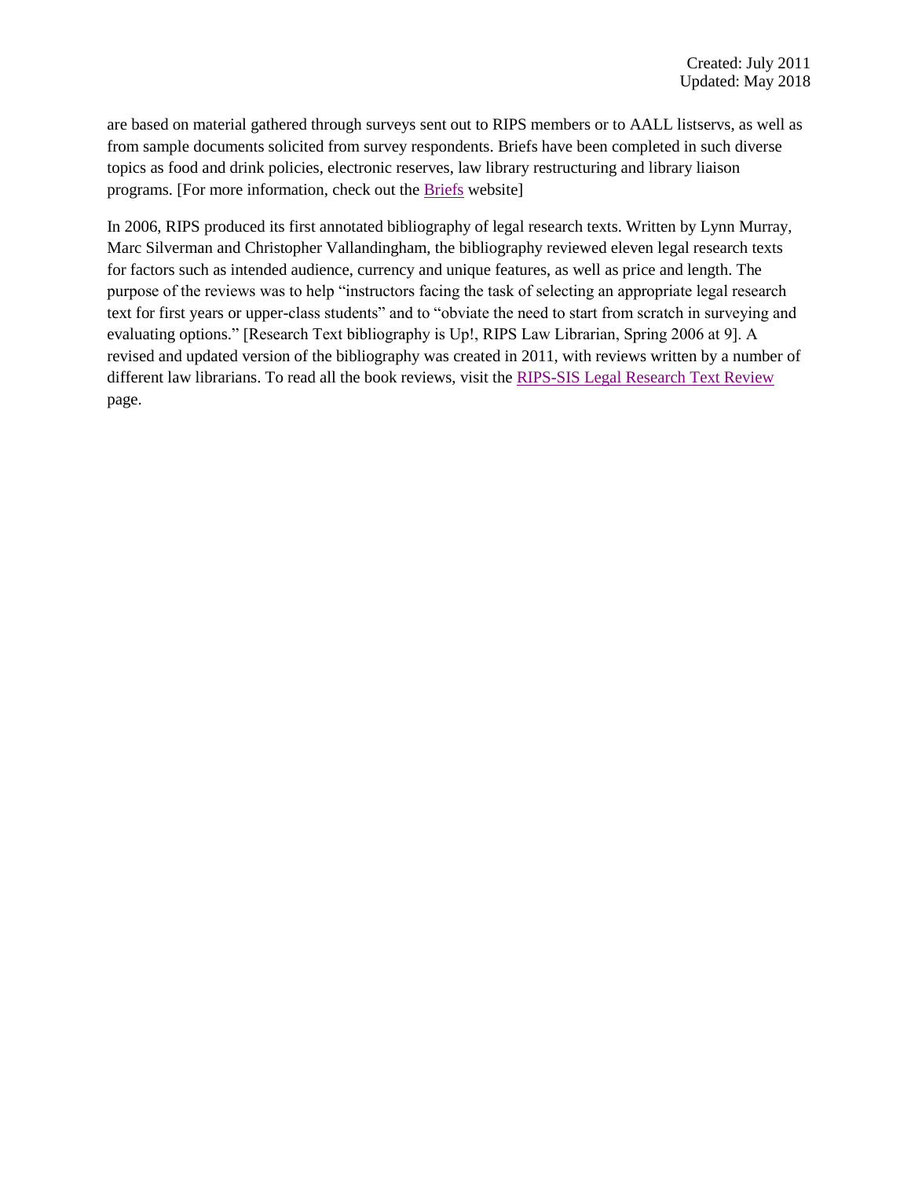are based on material gathered through surveys sent out to RIPS members or to AALL listservs, as well as from sample documents solicited from survey respondents. Briefs have been completed in such diverse topics as food and drink policies, electronic reserves, law library restructuring and library liaison programs. [For more information, check out the Briefs website]

In 2006, RIPS produced its first annotated bibliography of legal research texts. Written by Lynn Murray, Marc Silverman and Christopher Vallandingham, the bibliography reviewed eleven legal research texts for factors such as intended audience, currency and unique features, as well as price and length. The purpose of the reviews was to help "instructors facing the task of selecting an appropriate legal research text for first years or upper-class students" and to "obviate the need to start from scratch in surveying and evaluating options." [Research Text bibliography is Up!, RIPS Law Librarian, Spring 2006 at 9]. A revised and updated version of the bibliography was created in 2011, with reviews written by a number of different law librarians. To read all the book reviews, visit the RIPS-SIS Legal Research Text Review page.